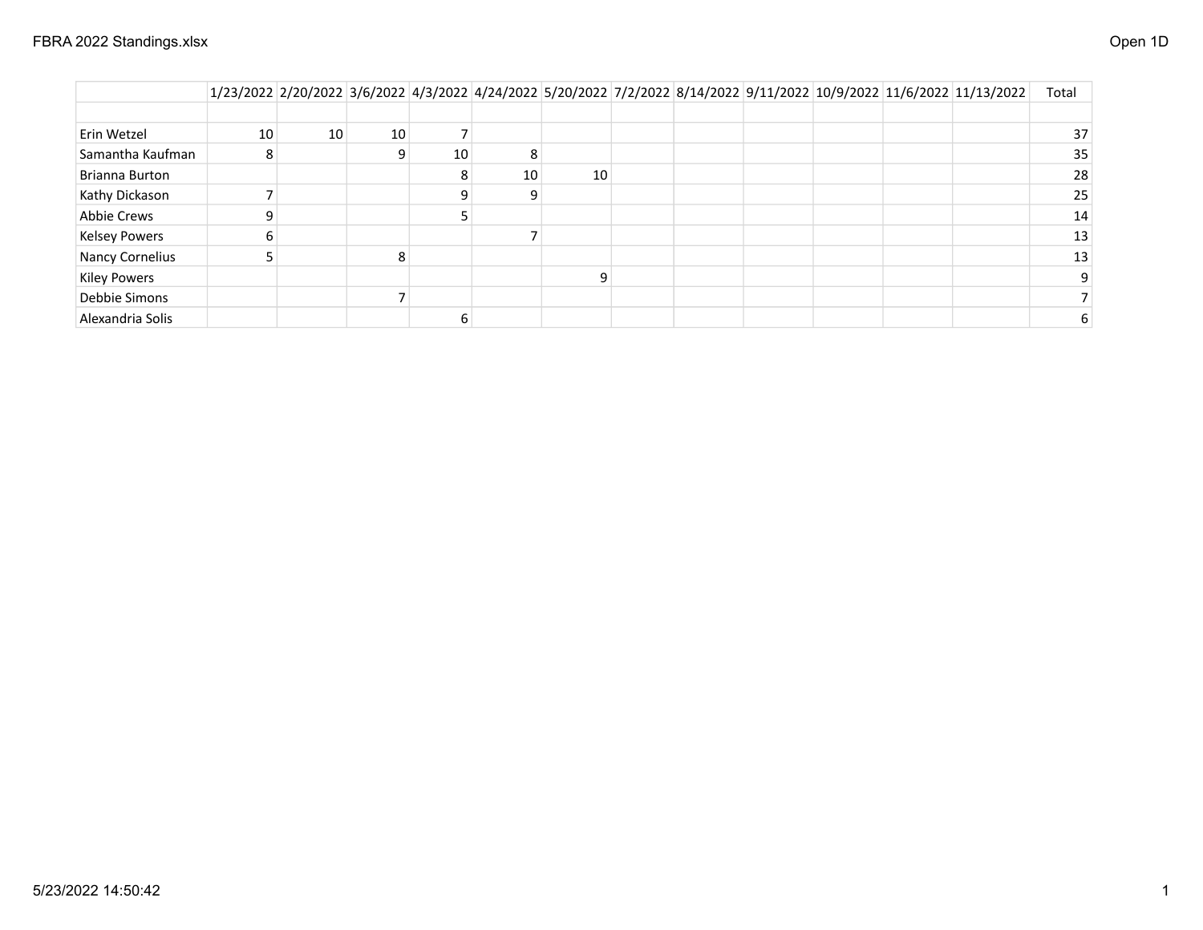## Open 1D

| | 1/23/2022 | 2/20/2022 | 3/6/2022 | 4/3/2022 | 4/24/2022 | 5/20/2022 | 7/2/2022 | 8/14/2022 | 9/11/2022 | 10/9/2022 | 11/6/2022 | 11/13/2022 | Total |
|---|---|---|---|---|---|---|---|---|---|---|---|---|---|
| Erin Wetzel | 10 | 10 | 10 | 7 | | | | | | | | | 37 |
| Samantha Kaufman | 8 | | 9 | 10 | 8 | | | | | | | | 35 |
| Brianna Burton | | | | 8 | 10 | 10 | | | | | | | 28 |
| Kathy Dickason | 7 | | | 9 | 9 | | | | | | | | 25 |
| Abbie Crews | 9 | | | 5 | | | | | | | | | 14 |
| Kelsey Powers | 6 | | | | 7 | | | | | | | | 13 |
| Nancy Cornelius | 5 | | 8 | | | | | | | | | | 13 |
| Kiley Powers | | | | | | 9 | | | | | | | 9 |
| Debbie Simons | | | 7 | | | | | | | | | | 7 |
| Alexandria Solis | | | | 6 | | | | | | | | | 6 |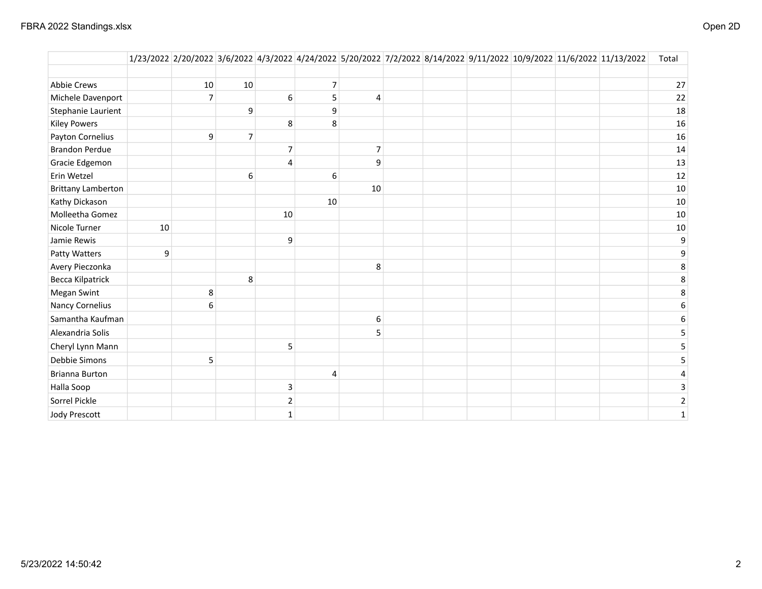## Open 2D

| | 1/23/2022 | 2/20/2022 | 3/6/2022 | 4/3/2022 | 4/24/2022 | 5/20/2022 | 7/2/2022 | 8/14/2022 | 9/11/2022 | 10/9/2022 | 11/6/2022 | 11/13/2022 | Total |
|---|---|---|---|---|---|---|---|---|---|---|---|---|---|
| | | | | | | | | | | | | | |
| Abbie Crews | | 10 | 10 | | 7 | | | | | | | | 27 |
| Michele Davenport | | 7 | | 6 | 5 | 4 | | | | | | | 22 |
| Stephanie Laurient | | | 9 | | 9 | | | | | | | | 18 |
| Kiley Powers | | | | 8 | 8 | | | | | | | | 16 |
| Payton Cornelius | | 9 | 7 | | | | | | | | | | 16 |
| Brandon Perdue | | | | 7 | | 7 | | | | | | | 14 |
| Gracie Edgemon | | | | 4 | | 9 | | | | | | | 13 |
| Erin Wetzel | | | 6 | | 6 | | | | | | | | 12 |
| Brittany Lamberton | | | | | | 10 | | | | | | | 10 |
| Kathy Dickason | | | | | 10 | | | | | | | | 10 |
| Molleetha Gomez | | | | 10 | | | | | | | | | 10 |
| Nicole Turner | 10 | | | | | | | | | | | | 10 |
| Jamie Rewis | | | | 9 | | | | | | | | | 9 |
| Patty Watters | 9 | | | | | | | | | | | | 9 |
| Avery Pieczonka | | | | | | 8 | | | | | | | 8 |
| Becca Kilpatrick | | | 8 | | | | | | | | | | 8 |
| Megan Swint | | 8 | | | | | | | | | | | 8 |
| Nancy Cornelius | | 6 | | | | | | | | | | | 6 |
| Samantha Kaufman | | | | | | 6 | | | | | | | 6 |
| Alexandria Solis | | | | | | 5 | | | | | | | 5 |
| Cheryl Lynn Mann | | | | 5 | | | | | | | | | 5 |
| Debbie Simons | | 5 | | | | | | | | | | | 5 |
| Brianna Burton | | | | | 4 | | | | | | | | 4 |
| Halla Soop | | | | 3 | | | | | | | | | 3 |
| Sorrel Pickle | | | | 2 | | | | | | | | | 2 |
| Jody Prescott | | | | 1 | | | | | | | | | 1 |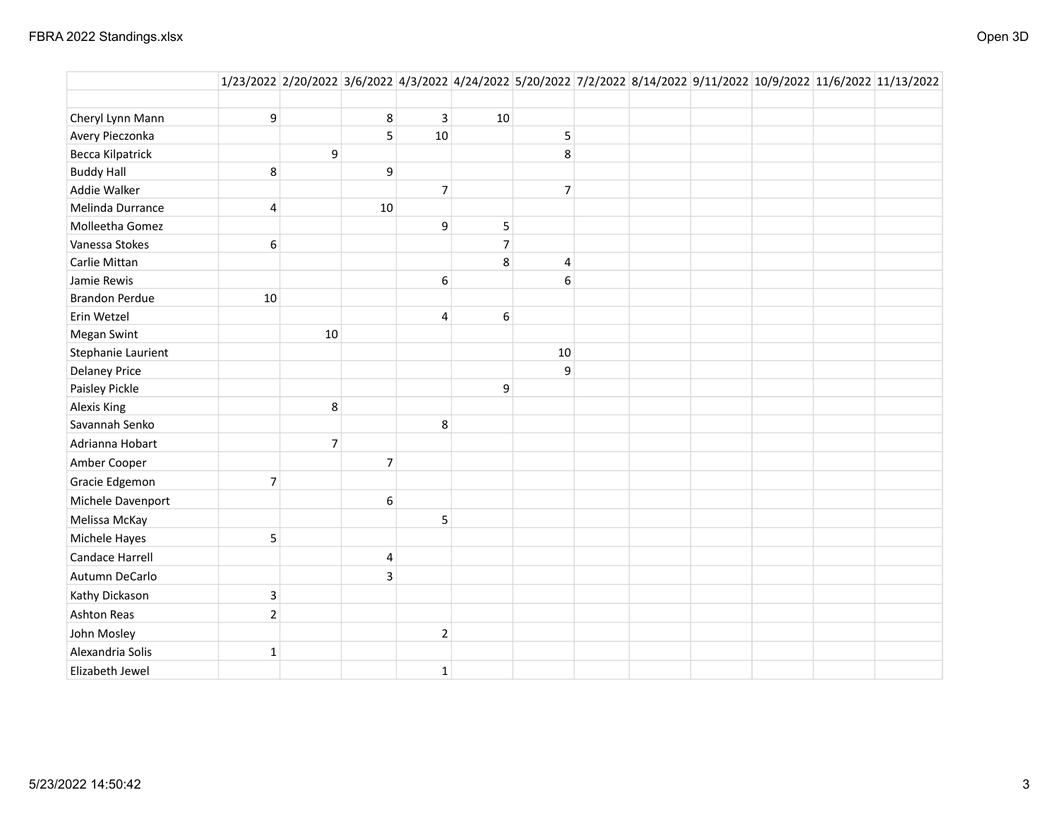| | 1/23/2022 | 2/20/2022 | 3/6/2022 | 4/3/2022 | 4/24/2022 | 5/20/2022 | 7/2/2022 | 8/14/2022 | 9/11/2022 | 10/9/2022 | 11/6/2022 | 11/13/2022 |
|---|---|---|---|---|---|---|---|---|---|---|---|---|
| | | | | | | | | | | | | |
| Cheryl Lynn Mann | 9 | | 8 | 3 | 10 | | | | | | | |
| Avery Pieczonka | | | 5 | 10 | | 5 | | | | | | |
| Becca Kilpatrick | | 9 | | | | 8 | | | | | | |
| Buddy Hall | 8 | | 9 | | | | | | | | | |
| Addie Walker | | | | 7 | | 7 | | | | | | |
| Melinda Durrance | 4 | | 10 | | | | | | | | | |
| Molleetha Gomez | | | | 9 | 5 | | | | | | | |
| Vanessa Stokes | 6 | | | | 7 | | | | | | | |
| Carlie Mittan | | | | | 8 | 4 | | | | | | |
| Jamie Rewis | | | | 6 | | 6 | | | | | | |
| Brandon Perdue | 10 | | | | | | | | | | | |
| Erin Wetzel | | | | 4 | 6 | | | | | | | |
| Megan Swint | | 10 | | | | | | | | | | |
| Stephanie Laurient | | | | | | 10 | | | | | | |
| Delaney Price | | | | | | 9 | | | | | | |
| Paisley Pickle | | | | | 9 | | | | | | | |
| Alexis King | | 8 | | | | | | | | | | |
| Savannah Senko | | | | 8 | | | | | | | | |
| Adrianna Hobart | | 7 | | | | | | | | | | |
| Amber Cooper | | | 7 | | | | | | | | | |
| Gracie Edgemon | 7 | | | | | | | | | | | |
| Michele Davenport | | | 6 | | | | | | | | | |
| Melissa McKay | | | | 5 | | | | | | | | |
| Michele Hayes | 5 | | | | | | | | | | | |
| Candace Harrell | | | 4 | | | | | | | | | |
| Autumn DeCarlo | | | 3 | | | | | | | | | |
| Kathy Dickason | 3 | | | | | | | | | | | |
| Ashton Reas | 2 | | | | | | | | | | | |
| John Mosley | | | | 2 | | | | | | | | |
| Alexandria Solis | 1 | | | | | | | | | | | |
| Elizabeth Jewel | | | | 1 | | | | | | | | |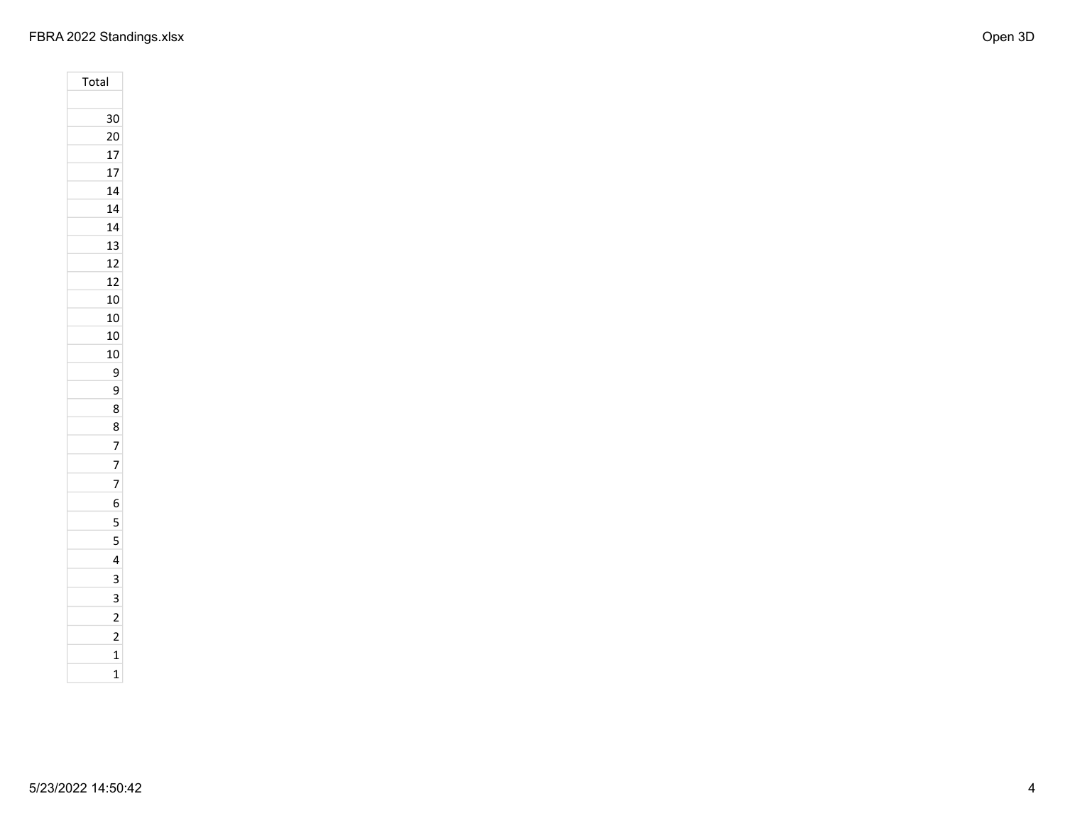| Total |
| --- |
| |
| 30 |
| 20 |
| 17 |
| 17 |
| 14 |
| 14 |
| 14 |
| 13 |
| 12 |
| 12 |
| 10 |
| 10 |
| 10 |
| 10 |
| 9 |
| 9 |
| 8 |
| 8 |
| 7 |
| 7 |
| 7 |
| 6 |
| 5 |
| 5 |
| 4 |
| 3 |
| 3 |
| 2 |
| 2 |
| 1 |
| 1 |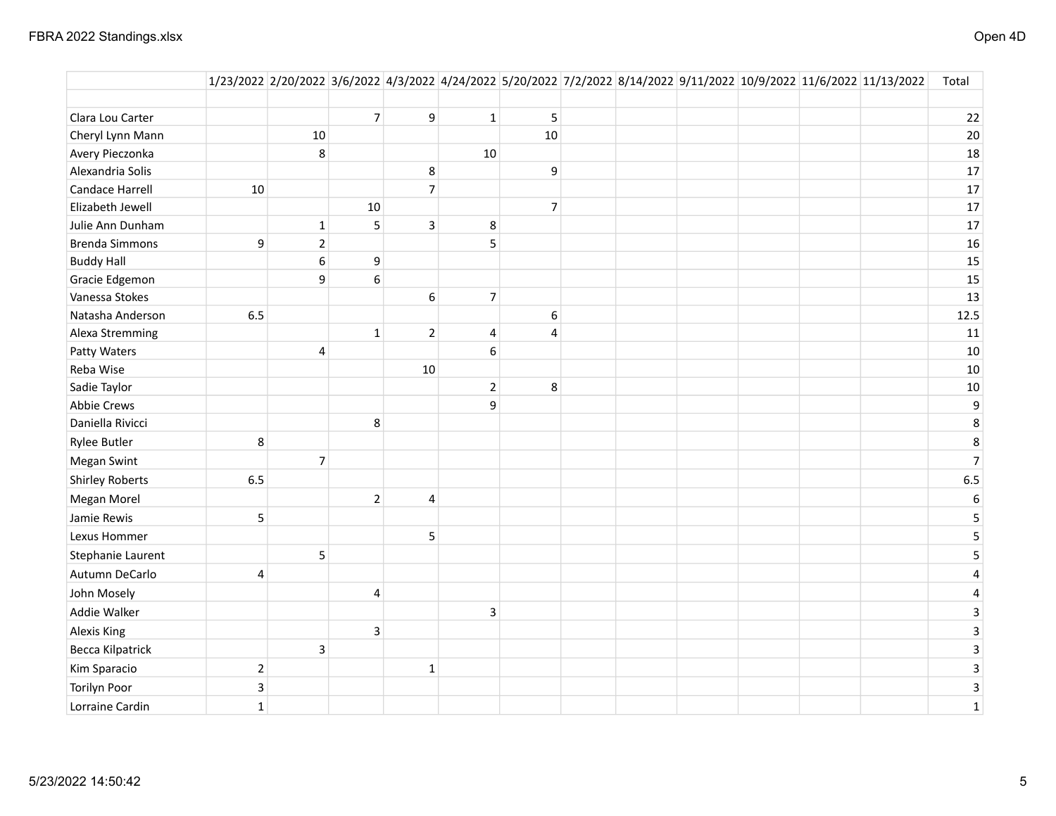| | 1/23/2022 | 2/20/2022 | 3/6/2022 | 4/3/2022 | 4/24/2022 | 5/20/2022 | 7/2/2022 | 8/14/2022 | 9/11/2022 | 10/9/2022 | 11/6/2022 | 11/13/2022 | Total |
|---|---|---|---|---|---|---|---|---|---|---|---|---|---|
| | | | | | | | | | | | | | |
| Clara Lou Carter | | | 7 | 9 | 1 | 5 | | | | | | | 22 |
| Cheryl Lynn Mann | | 10 | | | | 10 | | | | | | | 20 |
| Avery Pieczonka | | 8 | | | 10 | | | | | | | | 18 |
| Alexandria Solis | | | | 8 | | 9 | | | | | | | 17 |
| Candace Harrell | 10 | | | 7 | | | | | | | | | 17 |
| Elizabeth Jewell | | | 10 | | | 7 | | | | | | | 17 |
| Julie Ann Dunham | | 1 | 5 | 3 | 8 | | | | | | | | 17 |
| Brenda Simmons | 9 | 2 | | | 5 | | | | | | | | 16 |
| Buddy Hall | | 6 | 9 | | | | | | | | | | 15 |
| Gracie Edgemon | | 9 | 6 | | | | | | | | | | 15 |
| Vanessa Stokes | | | | 6 | 7 | | | | | | | | 13 |
| Natasha Anderson | 6.5 | | | | | 6 | | | | | | | 12.5 |
| Alexa Stremming | | | 1 | 2 | 4 | 4 | | | | | | | 11 |
| Patty Waters | | 4 | | | 6 | | | | | | | | 10 |
| Reba Wise | | | | 10 | | | | | | | | | 10 |
| Sadie Taylor | | | | | 2 | 8 | | | | | | | 10 |
| Abbie Crews | | | | | 9 | | | | | | | | 9 |
| Daniella Rivicci | | | 8 | | | | | | | | | | 8 |
| Rylee Butler | 8 | | | | | | | | | | | | 8 |
| Megan Swint | | 7 | | | | | | | | | | | 7 |
| Shirley Roberts | 6.5 | | | | | | | | | | | | 6.5 |
| Megan Morel | | | 2 | 4 | | | | | | | | | 6 |
| Jamie Rewis | 5 | | | | | | | | | | | | 5 |
| Lexus Hommer | | | | 5 | | | | | | | | | 5 |
| Stephanie Laurent | | 5 | | | | | | | | | | | 5 |
| Autumn DeCarlo | 4 | | | | | | | | | | | | 4 |
| John Mosely | | | 4 | | | | | | | | | | 4 |
| Addie Walker | | | | | 3 | | | | | | | | 3 |
| Alexis King | | | 3 | | | | | | | | | | 3 |
| Becca Kilpatrick | | 3 | | | | | | | | | | | 3 |
| Kim Sparacio | 2 | | | 1 | | | | | | | | | 3 |
| Torilyn Poor | 3 | | | | | | | | | | | | 3 |
| Lorraine Cardin | 1 | | | | | | | | | | | | 1 |